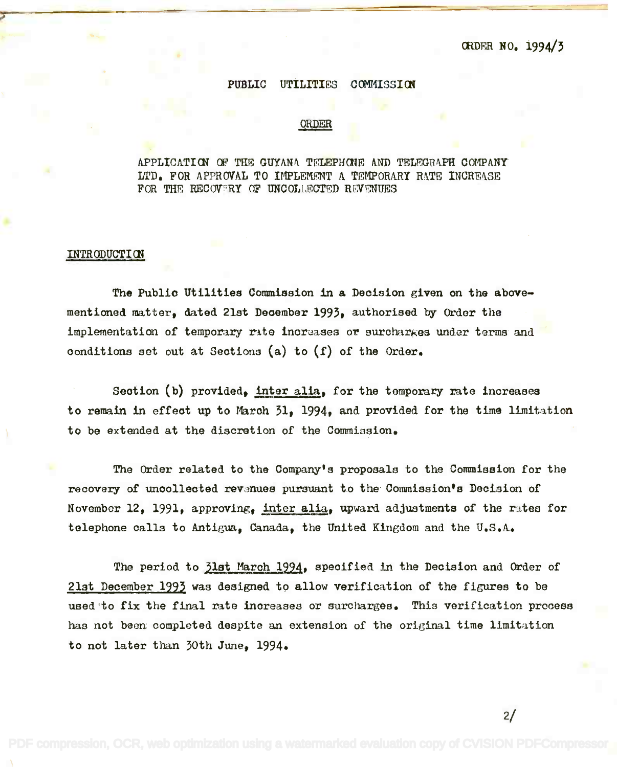ORDER NO. 1994/3

# PUBLIC UTILITIES COMMISSION

## ORDER

### APPLICATION OF THE GUYANA TELEPHONE AND TELEGRAPH COMPANY LTD. FOR APPROVAL TO IMPLEMENT A TEMPORARY RATE INCREASE FOR THE RECOVERY OF UNCOLLECTED REVENUES

## INTRODUCTION

The Public Utilities Commission in a Decision given on the abovementioned matter, dated 21st December 1993, authorised by Order the implementation of temporary rate increases or surcharges under terms and conditions set out at Sections (a) to (f) of the Order.

Section (b) provided, inter alia, for the temporary rate increases to remain in effect up to March 31, 1994, and provided for the time limitation to be extended at the discretion of the Commission.

The Order related to the Company's proposals to the Commission for the recovery of uncollected revenues pursuant to the Commission's Decision of November 12, 1991, approving, inter alia, upward adjustments of the rates for telephone calls to Antigua, Canada, the United Kingdom and the U.S.A.

The period to 31st March 1994, specified in the Decision and Order of 21st December 1993 was designed to allow verification of the figures to be used to fix the final rate increases or surcharges. This verification process has not been completed despite an extension of the original time limitation to not later than 30th June, 1994.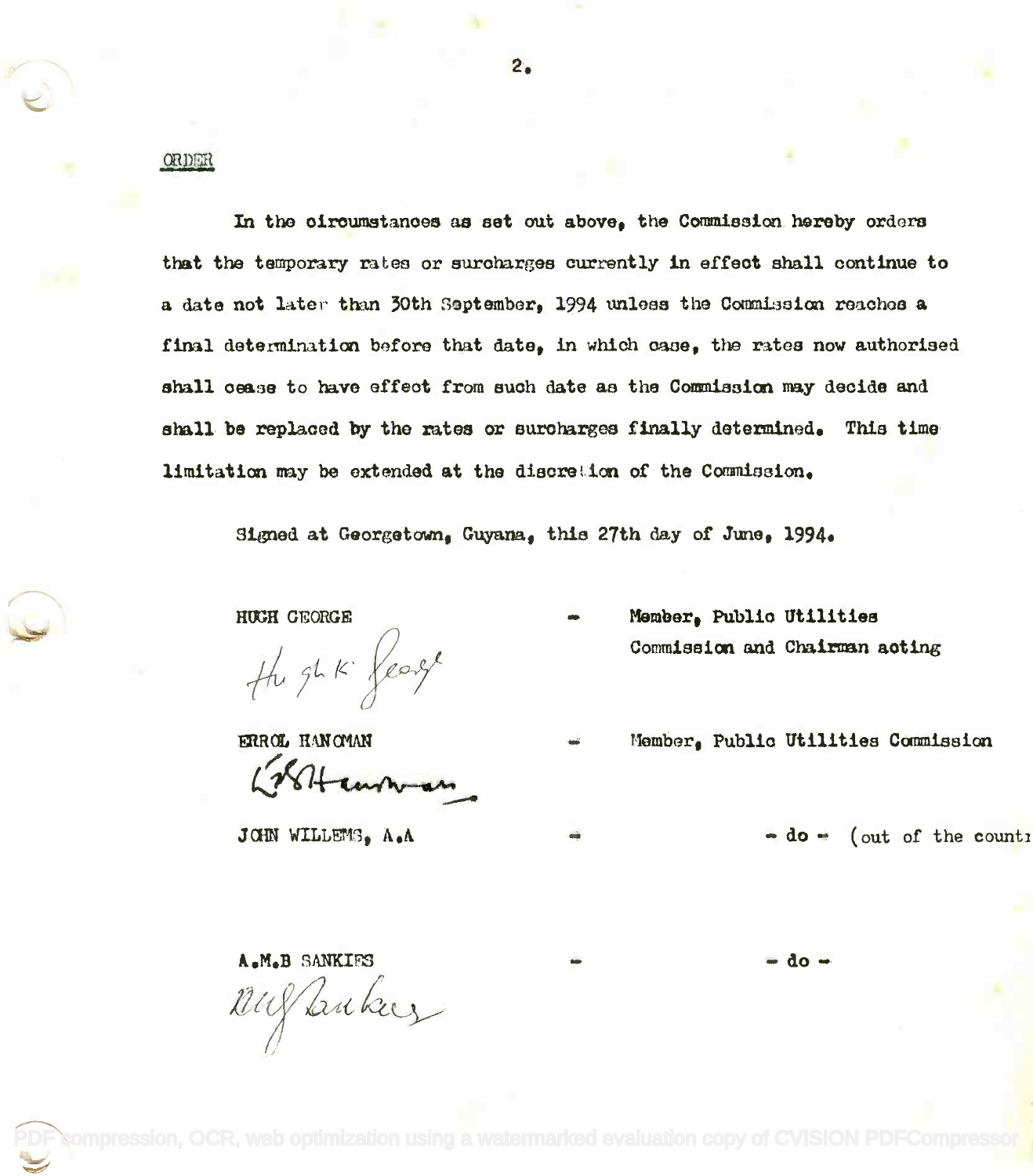ORDER

In the circumstances as set out above, the Commission hereby orders that the temporary rates or surcharges currently in effect shall continue to a date not later than 30th September, 1994 unless the Commission reaches a final determination before that date, in which case, the rates now authorised shall cease to have effect from such date as the Commission may decide and shall be replaced by the rates or surcharges finally determined. This time limitation may be extended at the discretion of the Commission.

Signed at Georgetown, Guyana, this 27th day of June, 1994.

HUGH GEORGE - Member, Public Utilities Commission and Chairman acting

ERROL HANOMAN - Member, Public Utilities Commission

JOHN WILLEMS, A.A - - do - (out of the countr

A.M.B SANKIES - - do -